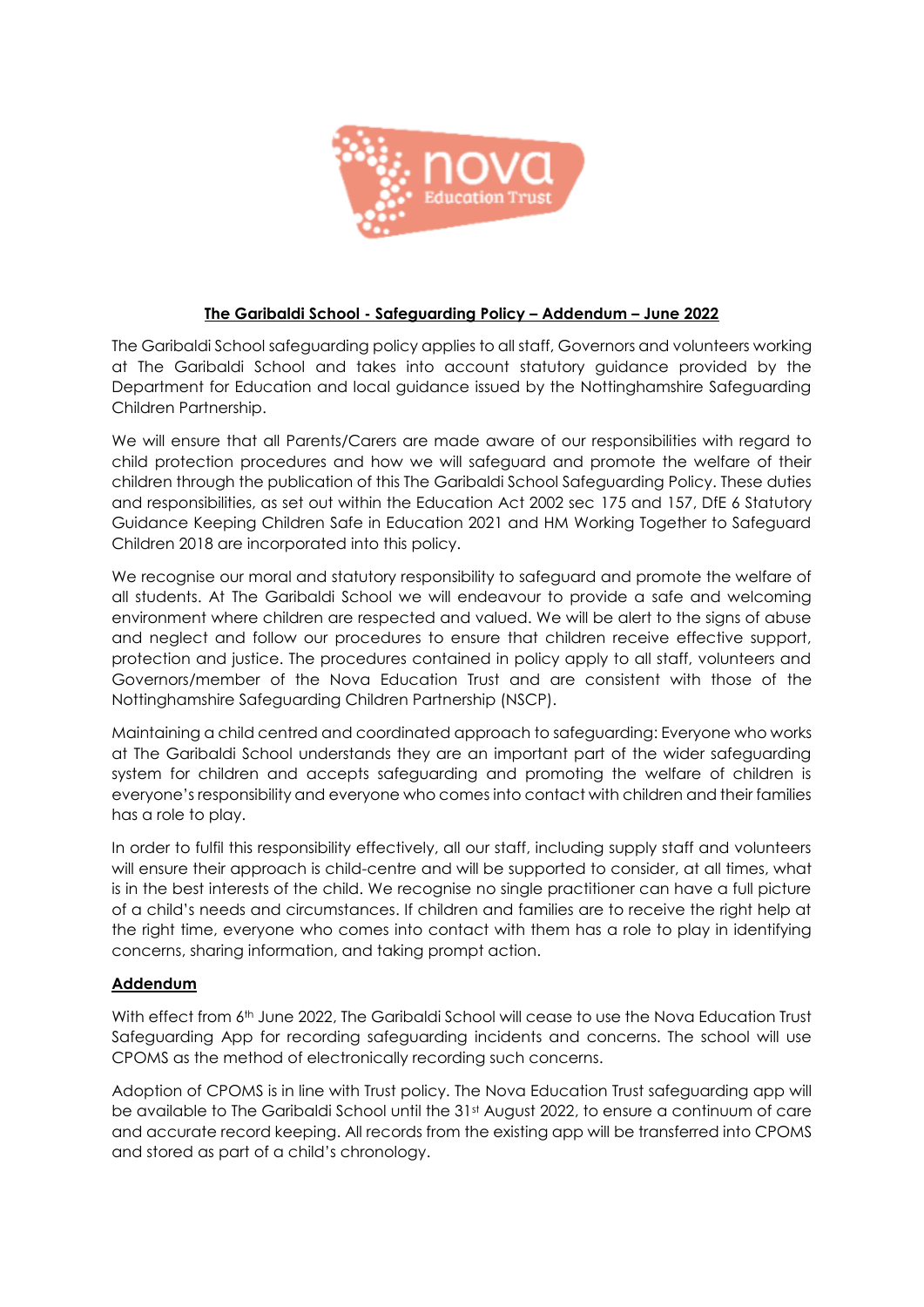**The Garibaldi School - Safeguarding Policy – Addendum – June 2022**

The Garibaldi School safeguarding policy applies to all staff, Governors and volunteers working at The Garibaldi School and takes into account statutory guidance provided by the Department for Education and local guidance issued by the Nottinghamshire Safeguarding Children Partnership.

We will ensure that all Parents/Carers are made aware of our responsibilities with regard to child protection procedures and how we will safeguard and promote the welfare of their children through the publication of this The Garibaldi School Safeguarding Policy. These duties and responsibilities, as set out within the Education Act 2002 sec 175 and 157, DfE 6 Statutory Guidance Keeping Children Safe in Education 2021 and HM Working Together to Safeguard Children 2018 are incorporated into this policy.

We recognise our moral and statutory responsibility to safeguard and promote the welfare of all students. At The Garibaldi School we will endeavour to provide a safe and welcoming environment where children are respected and valued. We will be alert to the signs of abuse and neglect and follow our procedures to ensure that children receive effective support, protection and justice. The procedures contained in policy apply to all staff, volunteers and Governors/member of the Nova Education Trust and are consistent with those of the Nottinghamshire Safeguarding Children Partnership (NSCP).

Maintaining a child centred and coordinated approach to safeguarding: Everyone who works at The Garibaldi School understands they are an important part of the wider safeguarding system for children and accepts safeguarding and promoting the welfare of children is everyone's responsibility and everyone who comes into contact with children and their families has a role to play.

In order to fulfil this responsibility effectively, all our staff, including supply staff and volunteers will ensure their approach is child-centre and will be supported to consider, at all times, what is in the best interests of the child. We recognise no single practitioner can have a full picture of a child's needs and circumstances. If children and families are to receive the right help at the right time, everyone who comes into contact with them has a role to play in identifying concerns, sharing information, and taking prompt action.

**Addendum**

With effect from 6th June 2022, The Garibaldi School will cease to use the Nova Education Trust Safeguarding App for recording safeguarding incidents and concerns. The school will use CPOMS as the method of electronically recording such concerns.

Adoption of CPOMS is in line with Trust policy. The Nova Education Trust safeguarding app will be available to The Garibaldi School until the 31st August 2022, to ensure a continuum of care and accurate record keeping. All records from the existing app will be transferred into CPOMS and stored as part of a child's chronology.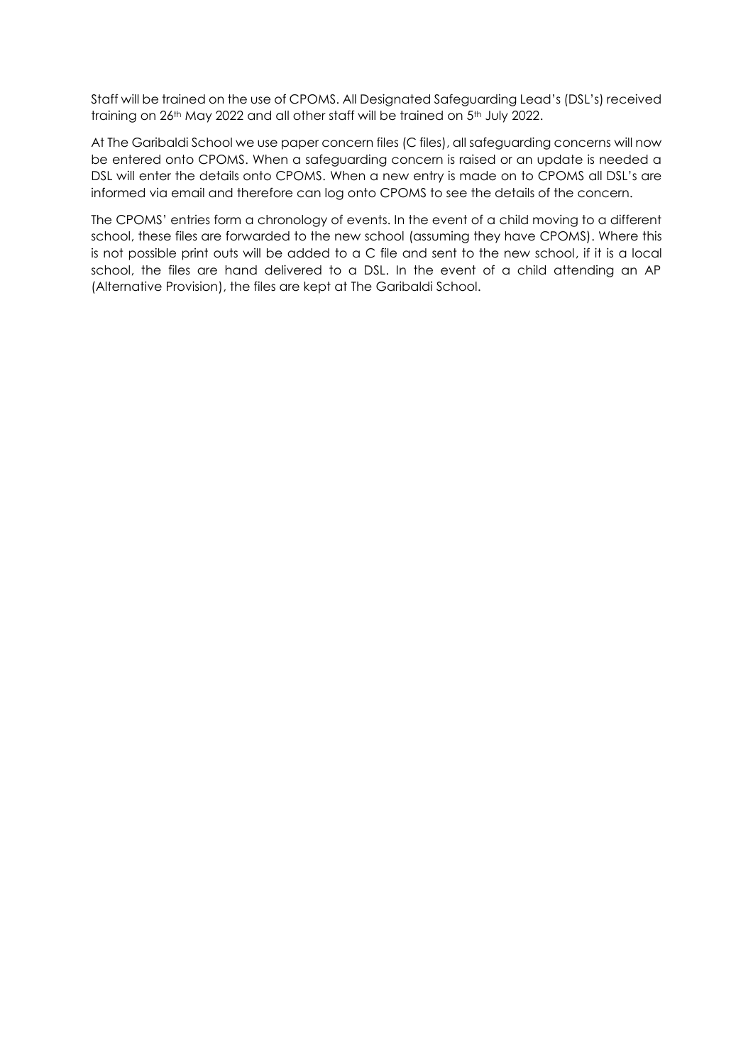Staff will be trained on the use of CPOMS. All Designated Safeguarding Lead's (DSL's) received training on 26th May 2022 and all other staff will be trained on 5th July 2022.

At The Garibaldi School we use paper concern files (C files), all safeguarding concerns will now be entered onto CPOMS. When a safeguarding concern is raised or an update is needed a DSL will enter the details onto CPOMS. When a new entry is made on to CPOMS all DSL's are informed via email and therefore can log onto CPOMS to see the details of the concern.

The CPOMS' entries form a chronology of events. In the event of a child moving to a different school, these files are forwarded to the new school (assuming they have CPOMS). Where this is not possible print outs will be added to a C file and sent to the new school, if it is a local school, the files are hand delivered to a DSL. In the event of a child attending an AP (Alternative Provision), the files are kept at The Garibaldi School.